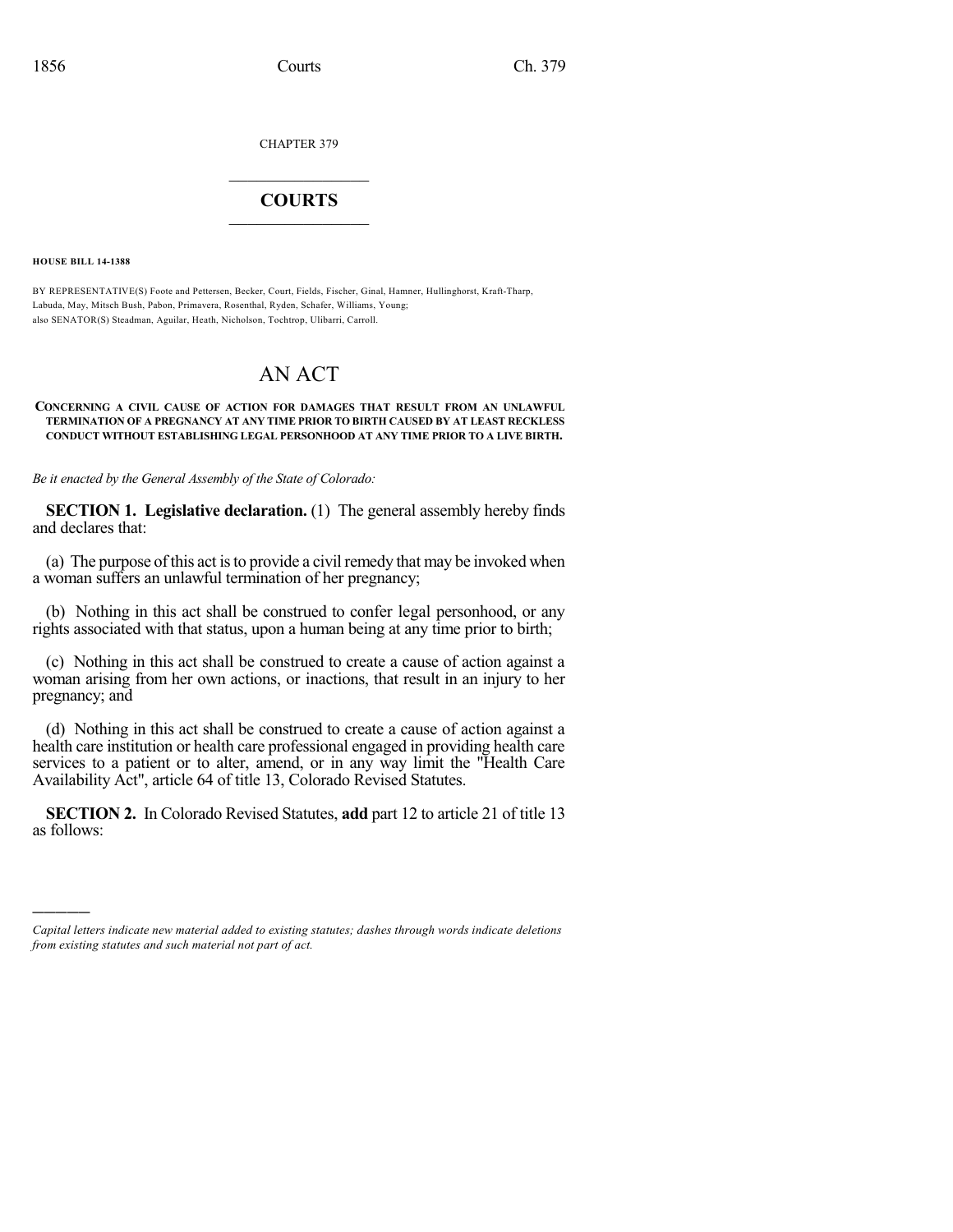CHAPTER 379

# COURTS

**HOUSE BILL 14-1388**

BY REPRESENTATIVE(S) Foote and Pettersen, Becker, Court, Fields, Fischer, Ginal, Hamner, Hullinghorst, Kraft-Tharp, Labuda, May, Mitsch Bush, Pabon, Primavera, Rosenthal, Ryden, Schafer, Williams, Young;
also SENATOR(S) Steadman, Aguilar, Heath, Nicholson, Tochtrop, Ulibarri, Carroll.

# AN ACT

**CONCERNING A CIVIL CAUSE OF ACTION FOR DAMAGES THAT RESULT FROM AN UNLAWFUL TERMINATION OF A PREGNANCY AT ANY TIME PRIOR TO BIRTH CAUSED BY AT LEAST RECKLESS CONDUCT WITHOUT ESTABLISHING LEGAL PERSONHOOD AT ANY TIME PRIOR TO A LIVE BIRTH.**

*Be it enacted by the General Assembly of the State of Colorado:*

**SECTION 1. Legislative declaration.** (1) The general assembly hereby finds and declares that:

(a) The purpose of this act is to provide a civil remedy that may be invoked when a woman suffers an unlawful termination of her pregnancy;

(b) Nothing in this act shall be construed to confer legal personhood, or any rights associated with that status, upon a human being at any time prior to birth;

(c) Nothing in this act shall be construed to create a cause of action against a woman arising from her own actions, or inactions, that result in an injury to her pregnancy; and

(d) Nothing in this act shall be construed to create a cause of action against a health care institution or health care professional engaged in providing health care services to a patient or to alter, amend, or in any way limit the "Health Care Availability Act", article 64 of title 13, Colorado Revised Statutes.

**SECTION 2.** In Colorado Revised Statutes, **add** part 12 to article 21 of title 13 as follows:

---

*Capital letters indicate new material added to existing statutes; dashes through words indicate deletions from existing statutes and such material not part of act.*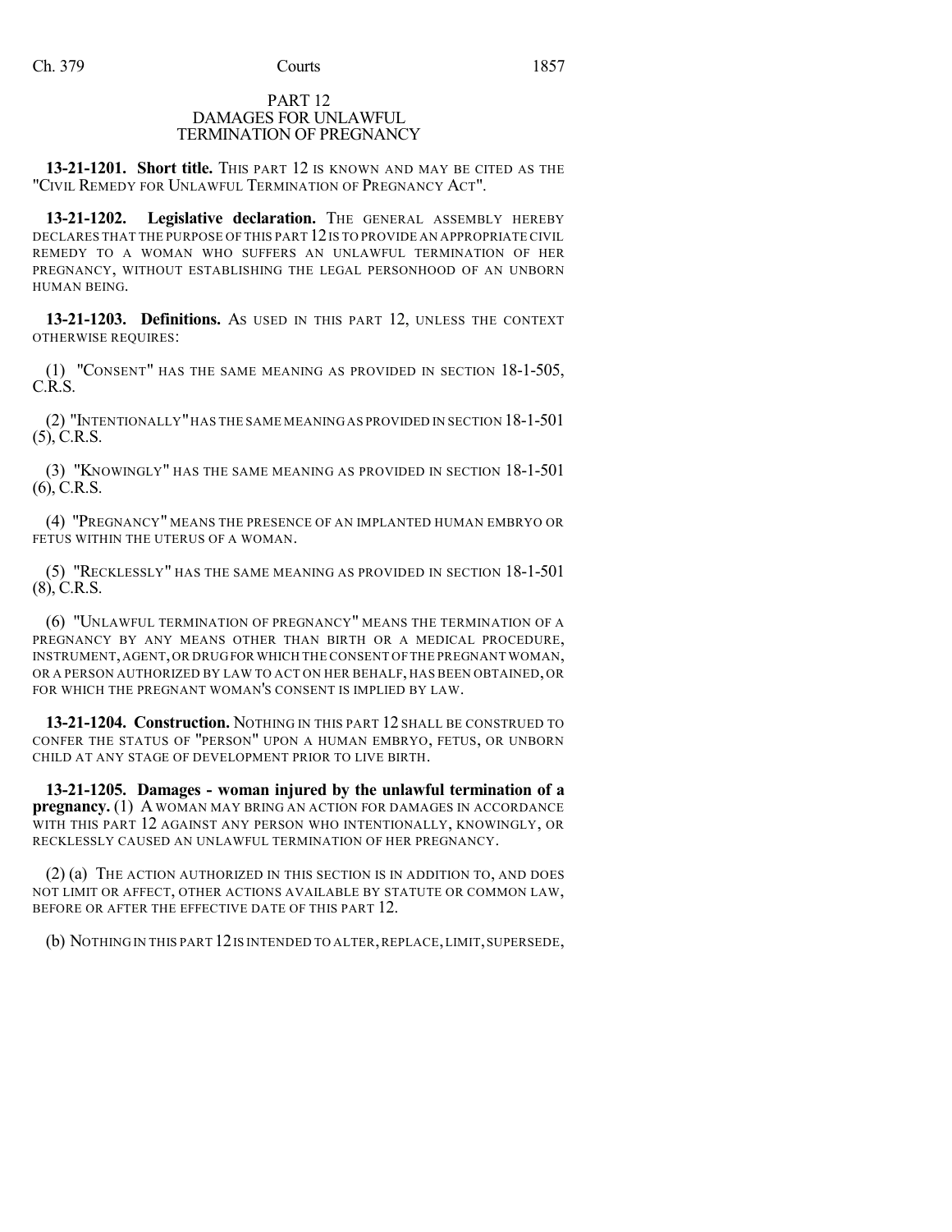PART 12
DAMAGES FOR UNLAWFUL
TERMINATION OF PREGNANCY

**13-21-1201. Short title.** THIS PART 12 IS KNOWN AND MAY BE CITED AS THE "CIVIL REMEDY FOR UNLAWFUL TERMINATION OF PREGNANCY ACT".

**13-21-1202. Legislative declaration.** THE GENERAL ASSEMBLY HEREBY DECLARES THAT THE PURPOSE OF THIS PART 12 IS TO PROVIDE AN APPROPRIATE CIVIL REMEDY TO A WOMAN WHO SUFFERS AN UNLAWFUL TERMINATION OF HER PREGNANCY, WITHOUT ESTABLISHING THE LEGAL PERSONHOOD OF AN UNBORN HUMAN BEING.

**13-21-1203. Definitions.** AS USED IN THIS PART 12, UNLESS THE CONTEXT OTHERWISE REQUIRES:

(1) "CONSENT" HAS THE SAME MEANING AS PROVIDED IN SECTION 18-1-505, C.R.S.

(2) "INTENTIONALLY" HAS THE SAME MEANING AS PROVIDED IN SECTION 18-1-501 (5), C.R.S.

(3) "KNOWINGLY" HAS THE SAME MEANING AS PROVIDED IN SECTION 18-1-501 (6), C.R.S.

(4) "PREGNANCY" MEANS THE PRESENCE OF AN IMPLANTED HUMAN EMBRYO OR FETUS WITHIN THE UTERUS OF A WOMAN.

(5) "RECKLESSLY" HAS THE SAME MEANING AS PROVIDED IN SECTION 18-1-501 (8), C.R.S.

(6) "UNLAWFUL TERMINATION OF PREGNANCY" MEANS THE TERMINATION OF A PREGNANCY BY ANY MEANS OTHER THAN BIRTH OR A MEDICAL PROCEDURE, INSTRUMENT, AGENT, OR DRUG FOR WHICH THE CONSENT OF THE PREGNANT WOMAN, OR A PERSON AUTHORIZED BY LAW TO ACT ON HER BEHALF, HAS BEEN OBTAINED, OR FOR WHICH THE PREGNANT WOMAN'S CONSENT IS IMPLIED BY LAW.

**13-21-1204. Construction.** NOTHING IN THIS PART 12 SHALL BE CONSTRUED TO CONFER THE STATUS OF "PERSON" UPON A HUMAN EMBRYO, FETUS, OR UNBORN CHILD AT ANY STAGE OF DEVELOPMENT PRIOR TO LIVE BIRTH.

**13-21-1205. Damages - woman injured by the unlawful termination of a pregnancy.** (1) A WOMAN MAY BRING AN ACTION FOR DAMAGES IN ACCORDANCE WITH THIS PART 12 AGAINST ANY PERSON WHO INTENTIONALLY, KNOWINGLY, OR RECKLESSLY CAUSED AN UNLAWFUL TERMINATION OF HER PREGNANCY.

(2) (a) THE ACTION AUTHORIZED IN THIS SECTION IS IN ADDITION TO, AND DOES NOT LIMIT OR AFFECT, OTHER ACTIONS AVAILABLE BY STATUTE OR COMMON LAW, BEFORE OR AFTER THE EFFECTIVE DATE OF THIS PART 12.

(b) NOTHING IN THIS PART 12 IS INTENDED TO ALTER, REPLACE, LIMIT, SUPERSEDE,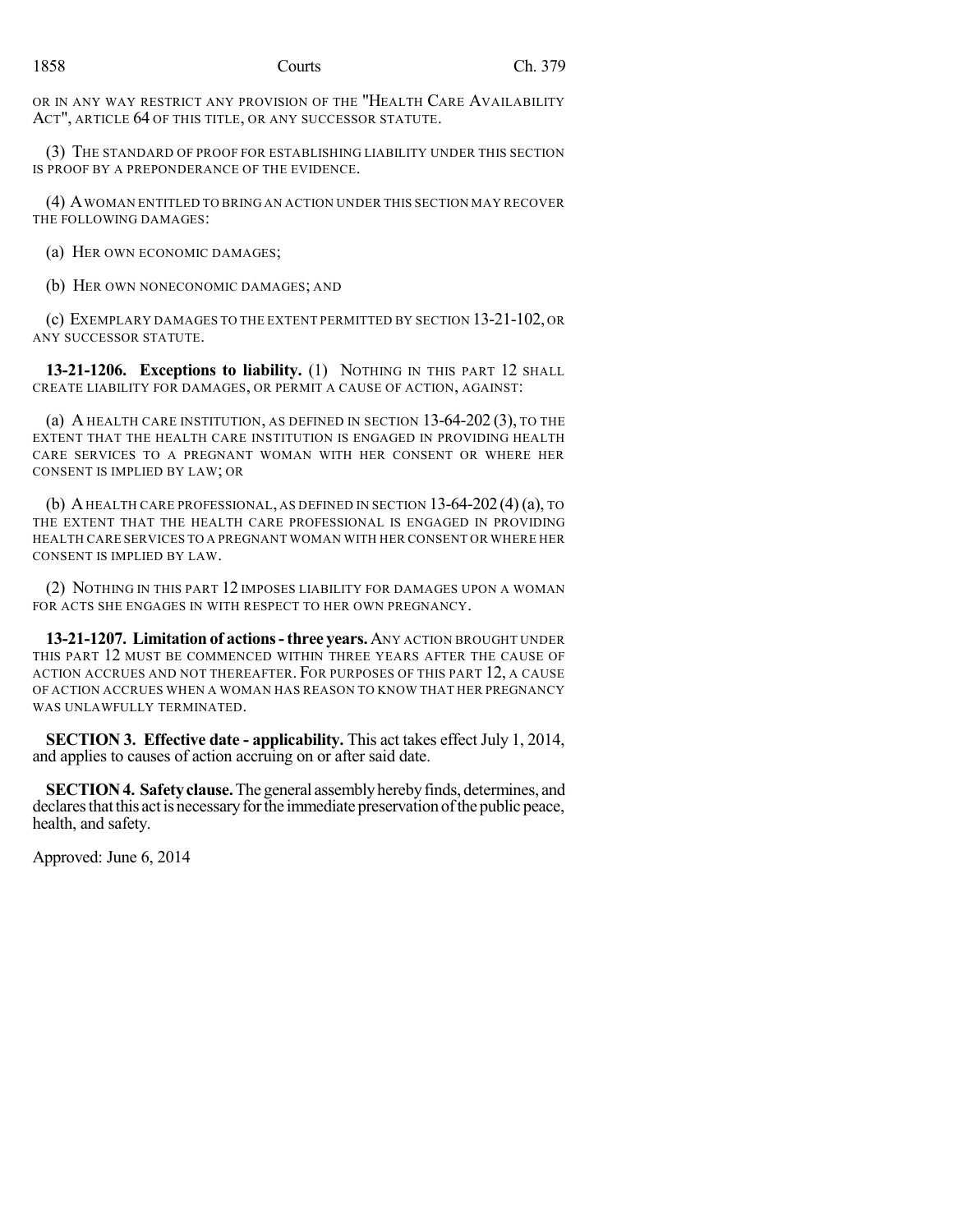OR IN ANY WAY RESTRICT ANY PROVISION OF THE "HEALTH CARE AVAILABILITY ACT", ARTICLE 64 OF THIS TITLE, OR ANY SUCCESSOR STATUTE.

(3) THE STANDARD OF PROOF FOR ESTABLISHING LIABILITY UNDER THIS SECTION IS PROOF BY A PREPONDERANCE OF THE EVIDENCE.

(4) A WOMAN ENTITLED TO BRING AN ACTION UNDER THIS SECTION MAY RECOVER THE FOLLOWING DAMAGES:

(a) HER OWN ECONOMIC DAMAGES;

(b) HER OWN NONECONOMIC DAMAGES; AND

(c) EXEMPLARY DAMAGES TO THE EXTENT PERMITTED BY SECTION 13-21-102, OR ANY SUCCESSOR STATUTE.

**13-21-1206. Exceptions to liability.** (1) NOTHING IN THIS PART 12 SHALL CREATE LIABILITY FOR DAMAGES, OR PERMIT A CAUSE OF ACTION, AGAINST:

(a) A HEALTH CARE INSTITUTION, AS DEFINED IN SECTION 13-64-202 (3), TO THE EXTENT THAT THE HEALTH CARE INSTITUTION IS ENGAGED IN PROVIDING HEALTH CARE SERVICES TO A PREGNANT WOMAN WITH HER CONSENT OR WHERE HER CONSENT IS IMPLIED BY LAW; OR

(b) A HEALTH CARE PROFESSIONAL, AS DEFINED IN SECTION 13-64-202 (4) (a), TO THE EXTENT THAT THE HEALTH CARE PROFESSIONAL IS ENGAGED IN PROVIDING HEALTH CARE SERVICES TO A PREGNANT WOMAN WITH HER CONSENT OR WHERE HER CONSENT IS IMPLIED BY LAW.

(2) NOTHING IN THIS PART 12 IMPOSES LIABILITY FOR DAMAGES UPON A WOMAN FOR ACTS SHE ENGAGES IN WITH RESPECT TO HER OWN PREGNANCY.

**13-21-1207. Limitation of actions - three years.** ANY ACTION BROUGHT UNDER THIS PART 12 MUST BE COMMENCED WITHIN THREE YEARS AFTER THE CAUSE OF ACTION ACCRUES AND NOT THEREAFTER. FOR PURPOSES OF THIS PART 12, A CAUSE OF ACTION ACCRUES WHEN A WOMAN HAS REASON TO KNOW THAT HER PREGNANCY WAS UNLAWFULLY TERMINATED.

**SECTION 3. Effective date - applicability.** This act takes effect July 1, 2014, and applies to causes of action accruing on or after said date.

**SECTION 4. Safety clause.** The general assembly hereby finds, determines, and declares that this act is necessary for the immediate preservation of the public peace, health, and safety.

Approved: June 6, 2014